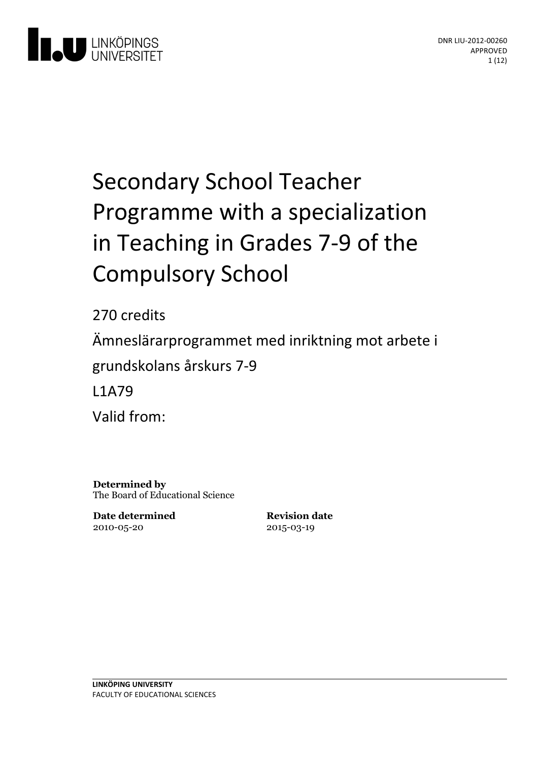LINKÖPINGS UNIVERSITET

DNR LIU-2012-00260
APPROVED

# Secondary School Teacher Programme with a specialization in Teaching in Grades 7-9 of the Compulsory School

270 credits

Ämneslärarprogrammet med inriktning mot arbete i grundskolans årskurs 7-9

L1A79

Valid from:

**Determined by**
The Board of Educational Science

**Date determined**
2010-05-20

**Revision date**
2015-03-19

**LINKÖPING UNIVERSITY**
FACULTY OF EDUCATIONAL SCIENCES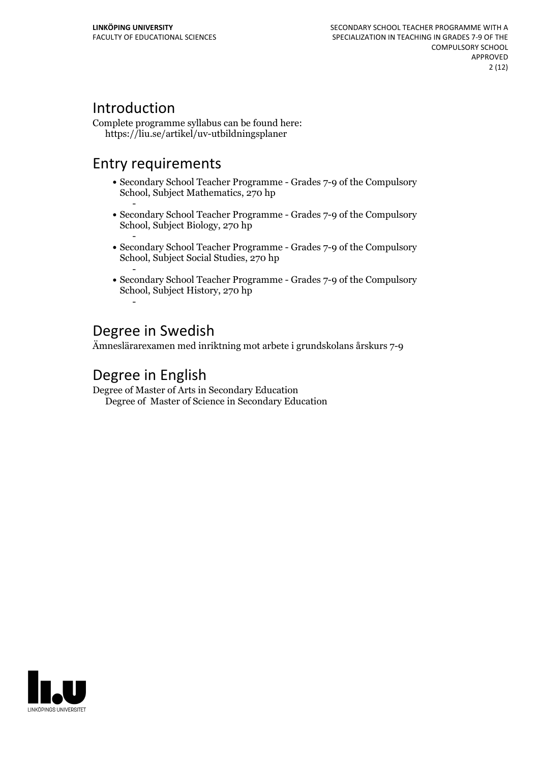## Introduction

Complete programme syllabus can be found here:
https://liu.se/artikel/uv-utbildningsplaner

## Entry requirements

- Secondary School Teacher Programme - Grades 7-9 of the Compulsory School, Subject Mathematics, 270 hp
  -
- Secondary School Teacher Programme - Grades 7-9 of the Compulsory School, Subject Biology, 270 hp
  -
- Secondary School Teacher Programme - Grades 7-9 of the Compulsory School, Subject Social Studies, 270 hp
  -
- Secondary School Teacher Programme - Grades 7-9 of the Compulsory School, Subject History, 270 hp
  -

## Degree in Swedish

Ämneslärarexamen med inriktning mot arbete i grundskolans årskurs 7-9

## Degree in English

Degree of Master of Arts in Secondary Education
Degree of Master of Science in Secondary Education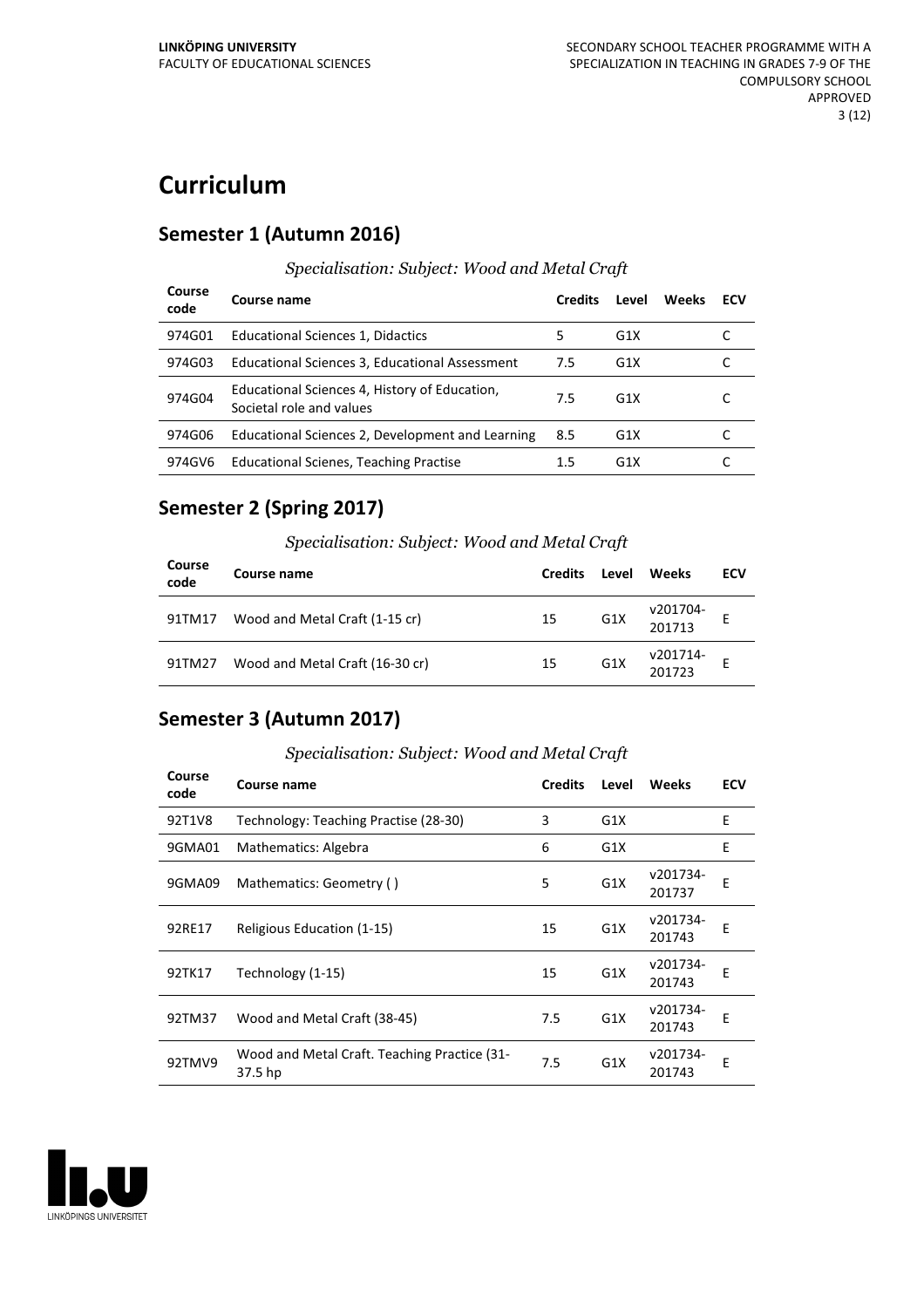# Curriculum

## Semester 1 (Autumn 2016)

*Specialisation: Subject: Wood and Metal Craft*

| Course code | Course name | Credits | Level | Weeks | ECV |
|---|---|---|---|---|---|
| 974G01 | Educational Sciences 1, Didactics | 5 | G1X | | C |
| 974G03 | Educational Sciences 3, Educational Assessment | 7.5 | G1X | | C |
| 974G04 | Educational Sciences 4, History of Education, Societal role and values | 7.5 | G1X | | C |
| 974G06 | Educational Sciences 2, Development and Learning | 8.5 | G1X | | C |
| 974GV6 | Educational Scienes, Teaching Practise | 1.5 | G1X | | C |

## Semester 2 (Spring 2017)

*Specialisation: Subject: Wood and Metal Craft*

| Course code | Course name | Credits | Level | Weeks | ECV |
|---|---|---|---|---|---|
| 91TM17 | Wood and Metal Craft (1-15 cr) | 15 | G1X | v201704-201713 | E |
| 91TM27 | Wood and Metal Craft (16-30 cr) | 15 | G1X | v201714-201723 | E |

## Semester 3 (Autumn 2017)

*Specialisation: Subject: Wood and Metal Craft*

| Course code | Course name | Credits | Level | Weeks | ECV |
|---|---|---|---|---|---|
| 92T1V8 | Technology: Teaching Practise (28-30) | 3 | G1X | | E |
| 9GMA01 | Mathematics: Algebra | 6 | G1X | | E |
| 9GMA09 | Mathematics: Geometry ( ) | 5 | G1X | v201734-201737 | E |
| 92RE17 | Religious Education (1-15) | 15 | G1X | v201734-201743 | E |
| 92TK17 | Technology (1-15) | 15 | G1X | v201734-201743 | E |
| 92TM37 | Wood and Metal Craft (38-45) | 7.5 | G1X | v201734-201743 | E |
| 92TMV9 | Wood and Metal Craft. Teaching Practice (31-37.5 hp | 7.5 | G1X | v201734-201743 | E |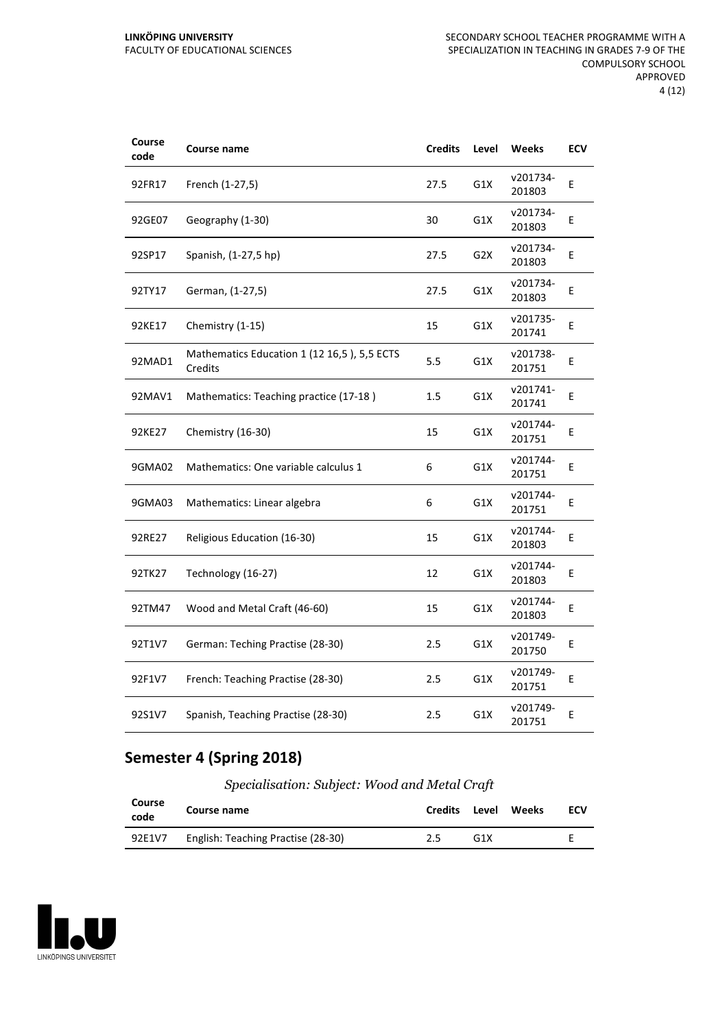| Course code | Course name | Credits | Level | Weeks | ECV |
|---|---|---|---|---|---|
| 92FR17 | French (1-27,5) | 27.5 | G1X | v201734-201803 | E |
| 92GE07 | Geography (1-30) | 30 | G1X | v201734-201803 | E |
| 92SP17 | Spanish, (1-27,5 hp) | 27.5 | G2X | v201734-201803 | E |
| 92TY17 | German, (1-27,5) | 27.5 | G1X | v201734-201803 | E |
| 92KE17 | Chemistry (1-15) | 15 | G1X | v201735-201741 | E |
| 92MAD1 | Mathematics Education 1 (12 16,5 ), 5,5 ECTS Credits | 5.5 | G1X | v201738-201751 | E |
| 92MAV1 | Mathematics: Teaching practice (17-18 ) | 1.5 | G1X | v201741-201741 | E |
| 92KE27 | Chemistry (16-30) | 15 | G1X | v201744-201751 | E |
| 9GMA02 | Mathematics: One variable calculus 1 | 6 | G1X | v201744-201751 | E |
| 9GMA03 | Mathematics: Linear algebra | 6 | G1X | v201744-201751 | E |
| 92RE27 | Religious Education (16-30) | 15 | G1X | v201744-201803 | E |
| 92TK27 | Technology (16-27) | 12 | G1X | v201744-201803 | E |
| 92TM47 | Wood and Metal Craft (46-60) | 15 | G1X | v201744-201803 | E |
| 92T1V7 | German: Teching Practise (28-30) | 2.5 | G1X | v201749-201750 | E |
| 92F1V7 | French: Teaching Practise (28-30) | 2.5 | G1X | v201749-201751 | E |
| 92S1V7 | Spanish, Teaching Practise (28-30) | 2.5 | G1X | v201749-201751 | E |

## Semester 4 (Spring 2018)

*Specialisation: Subject: Wood and Metal Craft*

| Course code | Course name | Credits | Level | Weeks | ECV |
|---|---|---|---|---|---|
| 92E1V7 | English: Teaching Practise (28-30) | 2.5 | G1X | | E |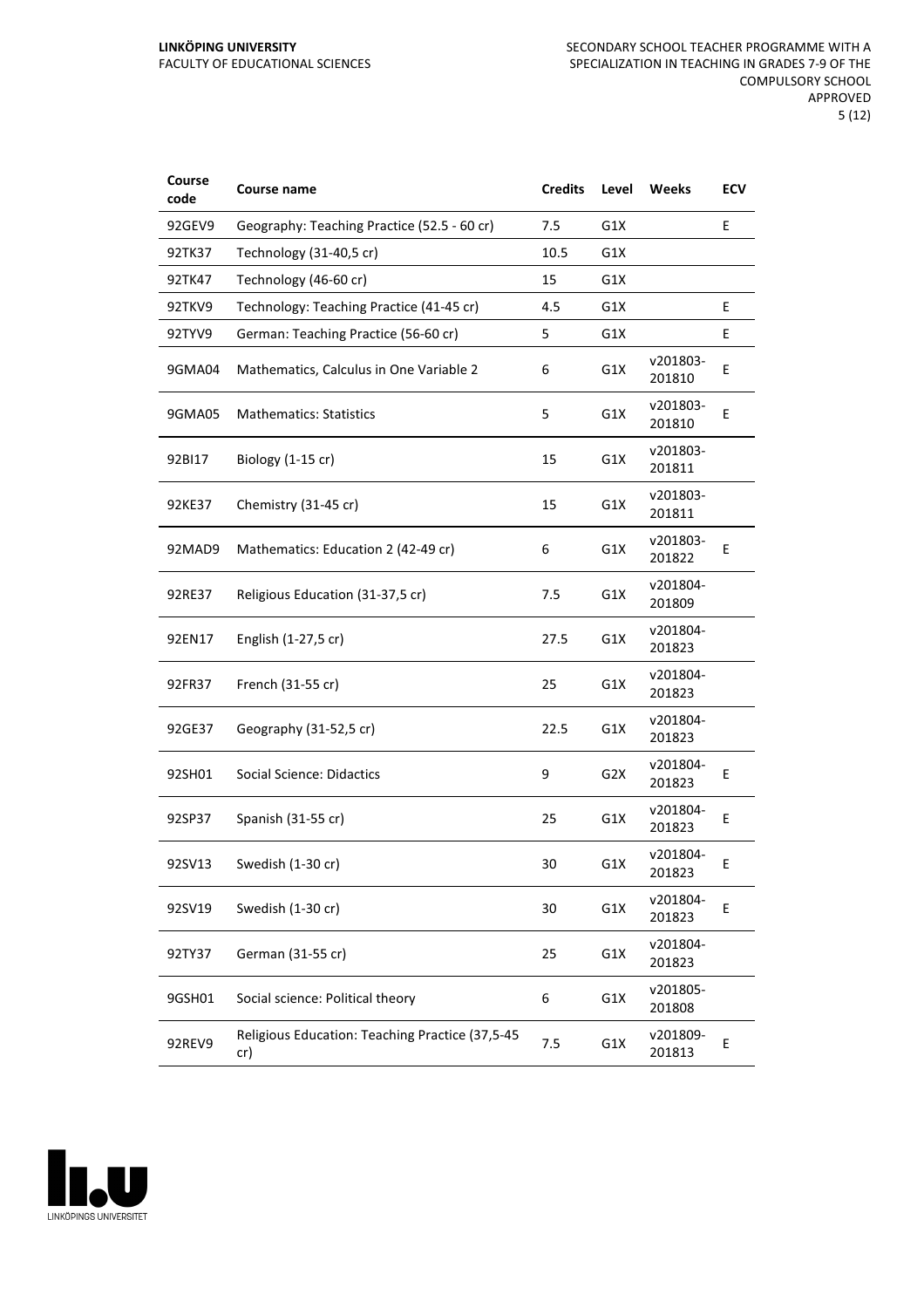| Course code | Course name | Credits | Level | Weeks | ECV |
|---|---|---|---|---|---|
| 92GEV9 | Geography: Teaching Practice (52.5 - 60 cr) | 7.5 | G1X | | E |
| 92TK37 | Technology (31-40,5 cr) | 10.5 | G1X | | |
| 92TK47 | Technology (46-60 cr) | 15 | G1X | | |
| 92TKV9 | Technology: Teaching Practice (41-45 cr) | 4.5 | G1X | | E |
| 92TYV9 | German: Teaching Practice (56-60 cr) | 5 | G1X | | E |
| 9GMA04 | Mathematics, Calculus in One Variable 2 | 6 | G1X | v201803-201810 | E |
| 9GMA05 | Mathematics: Statistics | 5 | G1X | v201803-201810 | E |
| 92BI17 | Biology (1-15 cr) | 15 | G1X | v201803-201811 | |
| 92KE37 | Chemistry (31-45 cr) | 15 | G1X | v201803-201811 | |
| 92MAD9 | Mathematics: Education 2 (42-49 cr) | 6 | G1X | v201803-201822 | E |
| 92RE37 | Religious Education (31-37,5 cr) | 7.5 | G1X | v201804-201809 | |
| 92EN17 | English (1-27,5 cr) | 27.5 | G1X | v201804-201823 | |
| 92FR37 | French (31-55 cr) | 25 | G1X | v201804-201823 | |
| 92GE37 | Geography (31-52,5 cr) | 22.5 | G1X | v201804-201823 | |
| 92SH01 | Social Science: Didactics | 9 | G2X | v201804-201823 | E |
| 92SP37 | Spanish (31-55 cr) | 25 | G1X | v201804-201823 | E |
| 92SV13 | Swedish (1-30 cr) | 30 | G1X | v201804-201823 | E |
| 92SV19 | Swedish (1-30 cr) | 30 | G1X | v201804-201823 | E |
| 92TY37 | German (31-55 cr) | 25 | G1X | v201804-201823 | |
| 9GSH01 | Social science: Political theory | 6 | G1X | v201805-201808 | |
| 92REV9 | Religious Education: Teaching Practice (37,5-45 cr) | 7.5 | G1X | v201809-201813 | E |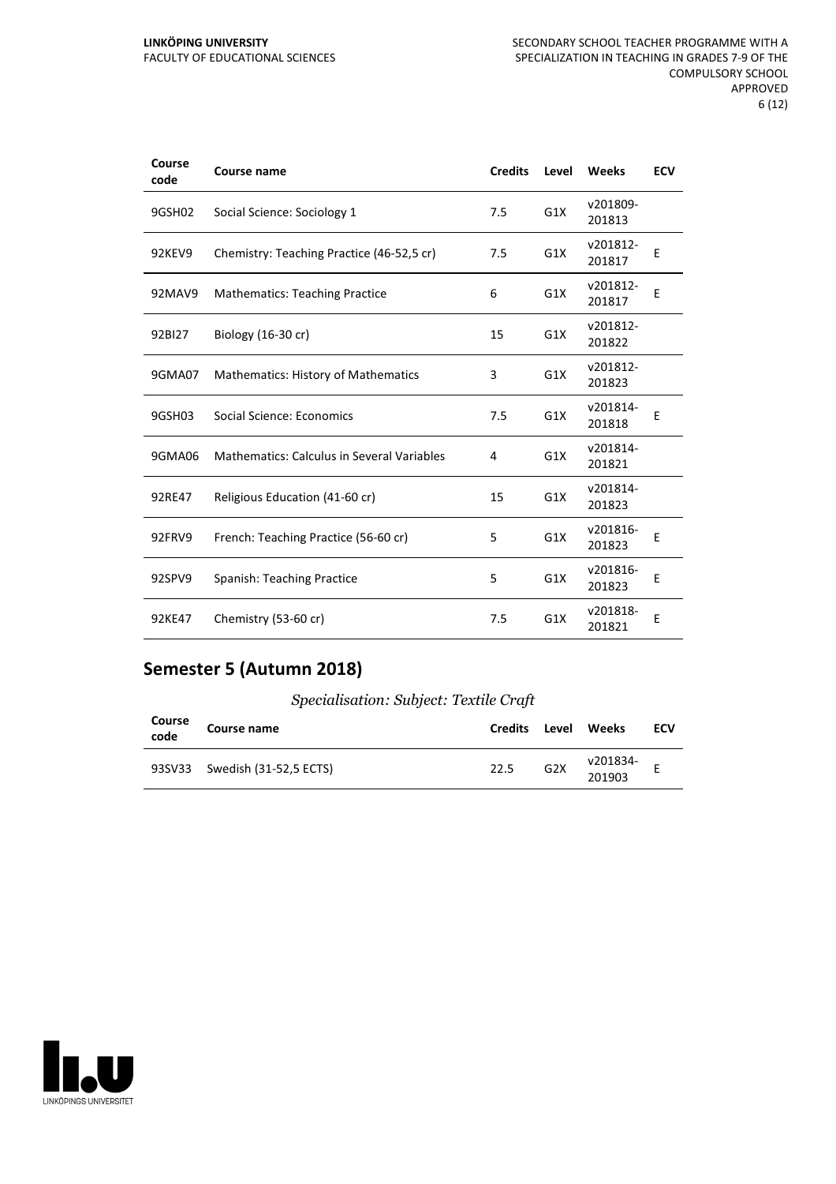| Course code | Course name | Credits | Level | Weeks | ECV |
|---|---|---|---|---|---|
| 9GSH02 | Social Science: Sociology 1 | 7.5 | G1X | v201809-201813 | |
| 92KEV9 | Chemistry: Teaching Practice (46-52,5 cr) | 7.5 | G1X | v201812-201817 | E |
| 92MAV9 | Mathematics: Teaching Practice | 6 | G1X | v201812-201817 | E |
| 92BI27 | Biology (16-30 cr) | 15 | G1X | v201812-201822 | |
| 9GMA07 | Mathematics: History of Mathematics | 3 | G1X | v201812-201823 | |
| 9GSH03 | Social Science: Economics | 7.5 | G1X | v201814-201818 | E |
| 9GMA06 | Mathematics: Calculus in Several Variables | 4 | G1X | v201814-201821 | |
| 92RE47 | Religious Education (41-60 cr) | 15 | G1X | v201814-201823 | |
| 92FRV9 | French: Teaching Practice (56-60 cr) | 5 | G1X | v201816-201823 | E |
| 92SPV9 | Spanish: Teaching Practice | 5 | G1X | v201816-201823 | E |
| 92KE47 | Chemistry (53-60 cr) | 7.5 | G1X | v201818-201821 | E |

## Semester 5 (Autumn 2018)

*Specialisation: Subject: Textile Craft*

| Course code | Course name | Credits | Level | Weeks | ECV |
|---|---|---|---|---|---|
| 93SV33 | Swedish (31-52,5 ECTS) | 22.5 | G2X | v201834-201903 | E |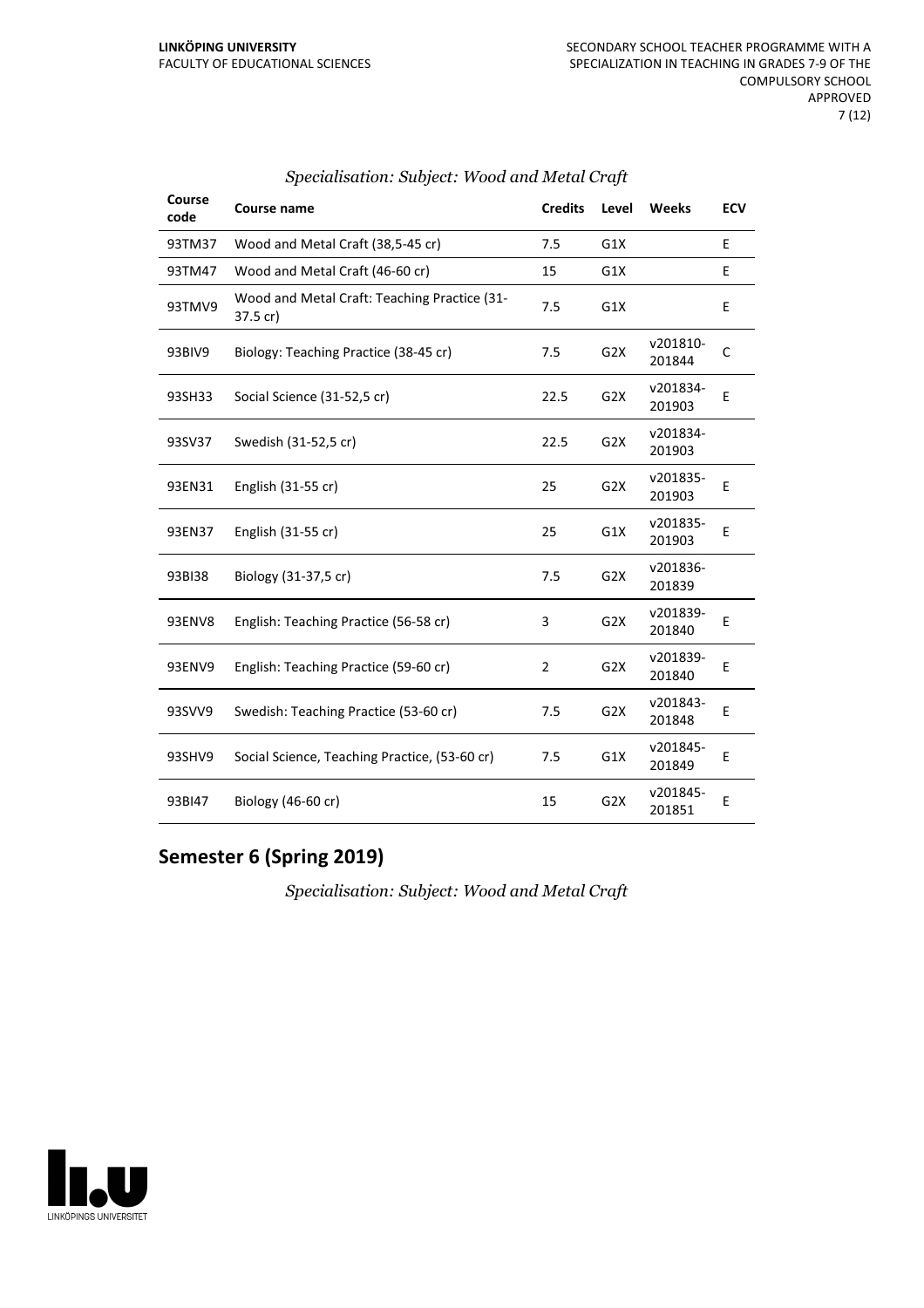*Specialisation: Subject: Wood and Metal Craft*

| Course code | Course name | Credits | Level | Weeks | ECV |
|---|---|---|---|---|---|
| 93TM37 | Wood and Metal Craft (38,5-45 cr) | 7.5 | G1X | | E |
| 93TM47 | Wood and Metal Craft (46-60 cr) | 15 | G1X | | E |
| 93TMV9 | Wood and Metal Craft: Teaching Practice (31-37.5 cr) | 7.5 | G1X | | E |
| 93BIV9 | Biology: Teaching Practice (38-45 cr) | 7.5 | G2X | v201810-201844 | C |
| 93SH33 | Social Science (31-52,5 cr) | 22.5 | G2X | v201834-201903 | E |
| 93SV37 | Swedish (31-52,5 cr) | 22.5 | G2X | v201834-201903 | |
| 93EN31 | English (31-55 cr) | 25 | G2X | v201835-201903 | E |
| 93EN37 | English (31-55 cr) | 25 | G1X | v201835-201903 | E |
| 93BI38 | Biology (31-37,5 cr) | 7.5 | G2X | v201836-201839 | |
| 93ENV8 | English: Teaching Practice (56-58 cr) | 3 | G2X | v201839-201840 | E |
| 93ENV9 | English: Teaching Practice (59-60 cr) | 2 | G2X | v201839-201840 | E |
| 93SVV9 | Swedish: Teaching Practice (53-60 cr) | 7.5 | G2X | v201843-201848 | E |
| 93SHV9 | Social Science, Teaching Practice, (53-60 cr) | 7.5 | G1X | v201845-201849 | E |
| 93BI47 | Biology (46-60 cr) | 15 | G2X | v201845-201851 | E |

## Semester 6 (Spring 2019)

*Specialisation: Subject: Wood and Metal Craft*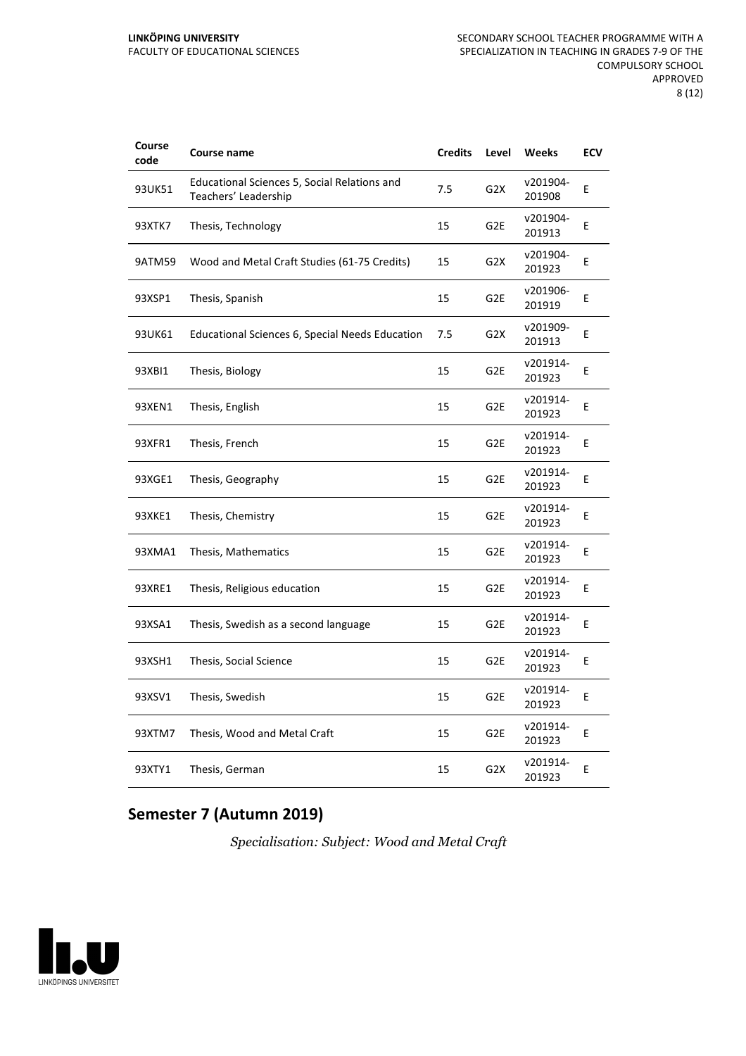| Course code | Course name | Credits | Level | Weeks | ECV |
|---|---|---|---|---|---|
| 93UK51 | Educational Sciences 5, Social Relations and Teachers' Leadership | 7.5 | G2X | v201904-201908 | E |
| 93XTK7 | Thesis, Technology | 15 | G2E | v201904-201913 | E |
| 9ATM59 | Wood and Metal Craft Studies (61-75 Credits) | 15 | G2X | v201904-201923 | E |
| 93XSP1 | Thesis, Spanish | 15 | G2E | v201906-201919 | E |
| 93UK61 | Educational Sciences 6, Special Needs Education | 7.5 | G2X | v201909-201913 | E |
| 93XBI1 | Thesis, Biology | 15 | G2E | v201914-201923 | E |
| 93XEN1 | Thesis, English | 15 | G2E | v201914-201923 | E |
| 93XFR1 | Thesis, French | 15 | G2E | v201914-201923 | E |
| 93XGE1 | Thesis, Geography | 15 | G2E | v201914-201923 | E |
| 93XKE1 | Thesis, Chemistry | 15 | G2E | v201914-201923 | E |
| 93XMA1 | Thesis, Mathematics | 15 | G2E | v201914-201923 | E |
| 93XRE1 | Thesis, Religious education | 15 | G2E | v201914-201923 | E |
| 93XSA1 | Thesis, Swedish as a second language | 15 | G2E | v201914-201923 | E |
| 93XSH1 | Thesis, Social Science | 15 | G2E | v201914-201923 | E |
| 93XSV1 | Thesis, Swedish | 15 | G2E | v201914-201923 | E |
| 93XTM7 | Thesis, Wood and Metal Craft | 15 | G2E | v201914-201923 | E |
| 93XTY1 | Thesis, German | 15 | G2X | v201914-201923 | E |

## Semester 7 (Autumn 2019)

*Specialisation: Subject: Wood and Metal Craft*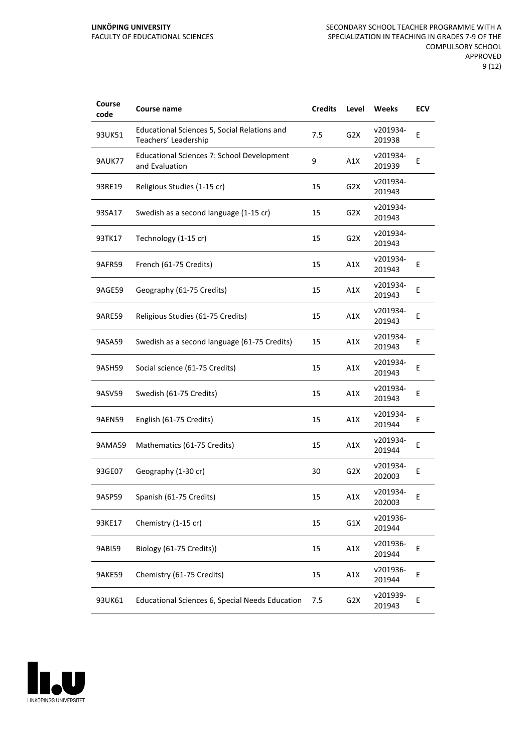| Course code | Course name | Credits | Level | Weeks | ECV |
|---|---|---|---|---|---|
| 93UK51 | Educational Sciences 5, Social Relations and Teachers' Leadership | 7.5 | G2X | v201934-201938 | E |
| 9AUK77 | Educational Sciences 7: School Development and Evaluation | 9 | A1X | v201934-201939 | E |
| 93RE19 | Religious Studies (1-15 cr) | 15 | G2X | v201934-201943 | |
| 93SA17 | Swedish as a second language (1-15 cr) | 15 | G2X | v201934-201943 | |
| 93TK17 | Technology (1-15 cr) | 15 | G2X | v201934-201943 | |
| 9AFR59 | French (61-75 Credits) | 15 | A1X | v201934-201943 | E |
| 9AGE59 | Geography (61-75 Credits) | 15 | A1X | v201934-201943 | E |
| 9ARE59 | Religious Studies (61-75 Credits) | 15 | A1X | v201934-201943 | E |
| 9ASA59 | Swedish as a second language (61-75 Credits) | 15 | A1X | v201934-201943 | E |
| 9ASH59 | Social science (61-75 Credits) | 15 | A1X | v201934-201943 | E |
| 9ASV59 | Swedish (61-75 Credits) | 15 | A1X | v201934-201943 | E |
| 9AEN59 | English (61-75 Credits) | 15 | A1X | v201934-201944 | E |
| 9AMA59 | Mathematics (61-75 Credits) | 15 | A1X | v201934-201944 | E |
| 93GE07 | Geography (1-30 cr) | 30 | G2X | v201934-202003 | E |
| 9ASP59 | Spanish (61-75 Credits) | 15 | A1X | v201934-202003 | E |
| 93KE17 | Chemistry (1-15 cr) | 15 | G1X | v201936-201944 | |
| 9ABI59 | Biology (61-75 Credits)) | 15 | A1X | v201936-201944 | E |
| 9AKE59 | Chemistry (61-75 Credits) | 15 | A1X | v201936-201944 | E |
| 93UK61 | Educational Sciences 6, Special Needs Education | 7.5 | G2X | v201939-201943 | E |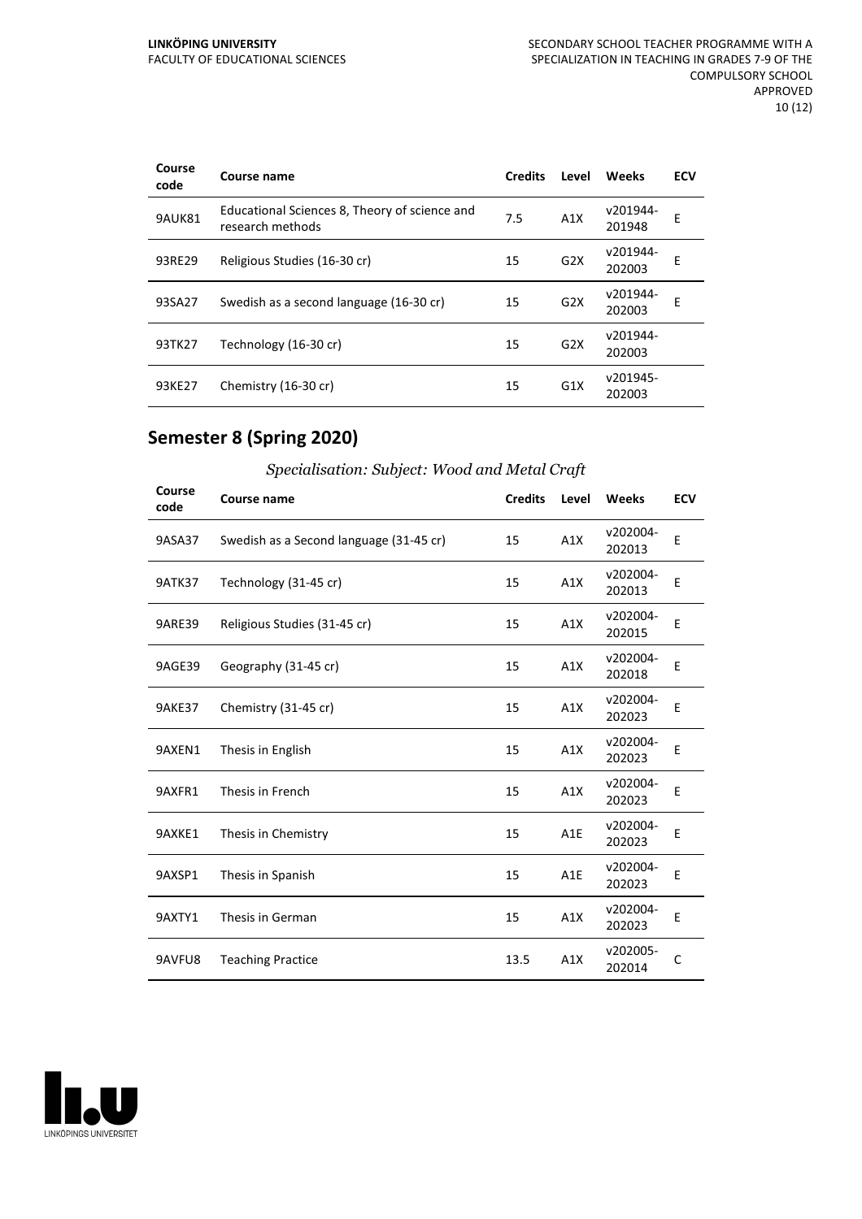| Course code | Course name | Credits | Level | Weeks | ECV |
|---|---|---|---|---|---|
| 9AUK81 | Educational Sciences 8, Theory of science and research methods | 7.5 | A1X | v201944-201948 | E |
| 93RE29 | Religious Studies (16-30 cr) | 15 | G2X | v201944-202003 | E |
| 93SA27 | Swedish as a second language (16-30 cr) | 15 | G2X | v201944-202003 | E |
| 93TK27 | Technology (16-30 cr) | 15 | G2X | v201944-202003 | |
| 93KE27 | Chemistry (16-30 cr) | 15 | G1X | v201945-202003 | |

## Semester 8 (Spring 2020)

*Specialisation: Subject: Wood and Metal Craft*

| Course code | Course name | Credits | Level | Weeks | ECV |
|---|---|---|---|---|---|
| 9ASA37 | Swedish as a Second language (31-45 cr) | 15 | A1X | v202004-202013 | E |
| 9ATK37 | Technology (31-45 cr) | 15 | A1X | v202004-202013 | E |
| 9ARE39 | Religious Studies (31-45 cr) | 15 | A1X | v202004-202015 | E |
| 9AGE39 | Geography (31-45 cr) | 15 | A1X | v202004-202018 | E |
| 9AKE37 | Chemistry (31-45 cr) | 15 | A1X | v202004-202023 | E |
| 9AXEN1 | Thesis in English | 15 | A1X | v202004-202023 | E |
| 9AXFR1 | Thesis in French | 15 | A1X | v202004-202023 | E |
| 9AXKE1 | Thesis in Chemistry | 15 | A1E | v202004-202023 | E |
| 9AXSP1 | Thesis in Spanish | 15 | A1E | v202004-202023 | E |
| 9AXTY1 | Thesis in German | 15 | A1X | v202004-202023 | E |
| 9AVFU8 | Teaching Practice | 13.5 | A1X | v202005-202014 | C |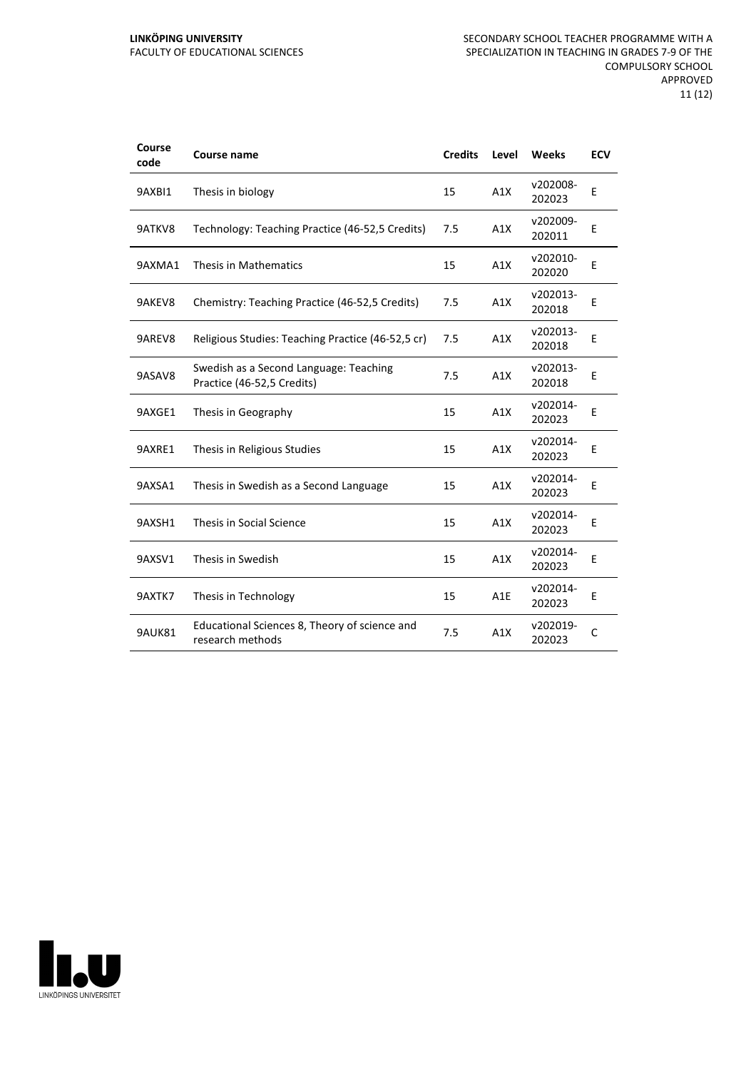| Course code | Course name | Credits | Level | Weeks | ECV |
|---|---|---|---|---|---|
| 9AXBI1 | Thesis in biology | 15 | A1X | v202008-202023 | E |
| 9ATKV8 | Technology: Teaching Practice (46-52,5 Credits) | 7.5 | A1X | v202009-202011 | E |
| 9AXMA1 | Thesis in Mathematics | 15 | A1X | v202010-202020 | E |
| 9AKEV8 | Chemistry: Teaching Practice (46-52,5 Credits) | 7.5 | A1X | v202013-202018 | E |
| 9AREV8 | Religious Studies: Teaching Practice (46-52,5 cr) | 7.5 | A1X | v202013-202018 | E |
| 9ASAV8 | Swedish as a Second Language: Teaching Practice (46-52,5 Credits) | 7.5 | A1X | v202013-202018 | E |
| 9AXGE1 | Thesis in Geography | 15 | A1X | v202014-202023 | E |
| 9AXRE1 | Thesis in Religious Studies | 15 | A1X | v202014-202023 | E |
| 9AXSA1 | Thesis in Swedish as a Second Language | 15 | A1X | v202014-202023 | E |
| 9AXSH1 | Thesis in Social Science | 15 | A1X | v202014-202023 | E |
| 9AXSV1 | Thesis in Swedish | 15 | A1X | v202014-202023 | E |
| 9AXTK7 | Thesis in Technology | 15 | A1E | v202014-202023 | E |
| 9AUK81 | Educational Sciences 8, Theory of science and research methods | 7.5 | A1X | v202019-202023 | C |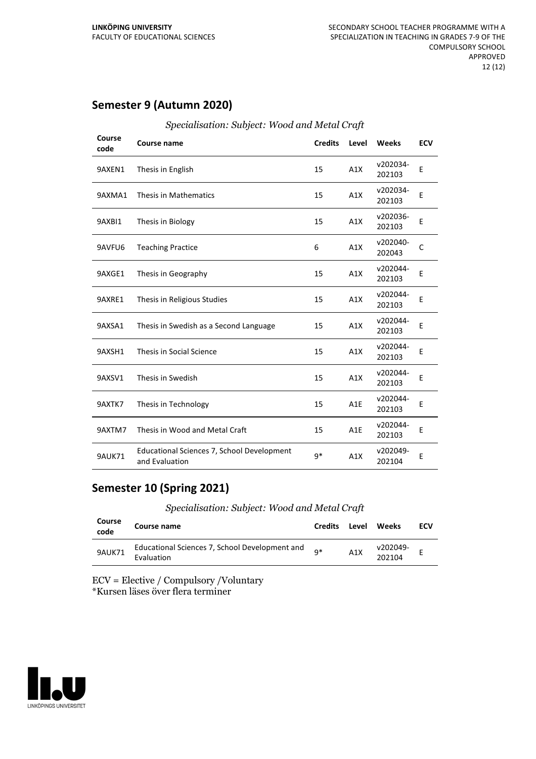## Semester 9 (Autumn 2020)

*Specialisation: Subject: Wood and Metal Craft*

| Course code | Course name | Credits | Level | Weeks | ECV |
|---|---|---|---|---|---|
| 9AXEN1 | Thesis in English | 15 | A1X | v202034-202103 | E |
| 9AXMA1 | Thesis in Mathematics | 15 | A1X | v202034-202103 | E |
| 9AXBI1 | Thesis in Biology | 15 | A1X | v202036-202103 | E |
| 9AVFU6 | Teaching Practice | 6 | A1X | v202040-202043 | C |
| 9AXGE1 | Thesis in Geography | 15 | A1X | v202044-202103 | E |
| 9AXRE1 | Thesis in Religious Studies | 15 | A1X | v202044-202103 | E |
| 9AXSA1 | Thesis in Swedish as a Second Language | 15 | A1X | v202044-202103 | E |
| 9AXSH1 | Thesis in Social Science | 15 | A1X | v202044-202103 | E |
| 9AXSV1 | Thesis in Swedish | 15 | A1X | v202044-202103 | E |
| 9AXTK7 | Thesis in Technology | 15 | A1E | v202044-202103 | E |
| 9AXTM7 | Thesis in Wood and Metal Craft | 15 | A1E | v202044-202103 | E |
| 9AUK71 | Educational Sciences 7, School Development and Evaluation | 9* | A1X | v202049-202104 | E |

## Semester 10 (Spring 2021)

*Specialisation: Subject: Wood and Metal Craft*

| Course code | Course name | Credits | Level | Weeks | ECV |
|---|---|---|---|---|---|
| 9AUK71 | Educational Sciences 7, School Development and Evaluation | 9* | A1X | v202049-202104 | E |

ECV = Elective / Compulsory /Voluntary
*Kursen läses över flera terminer